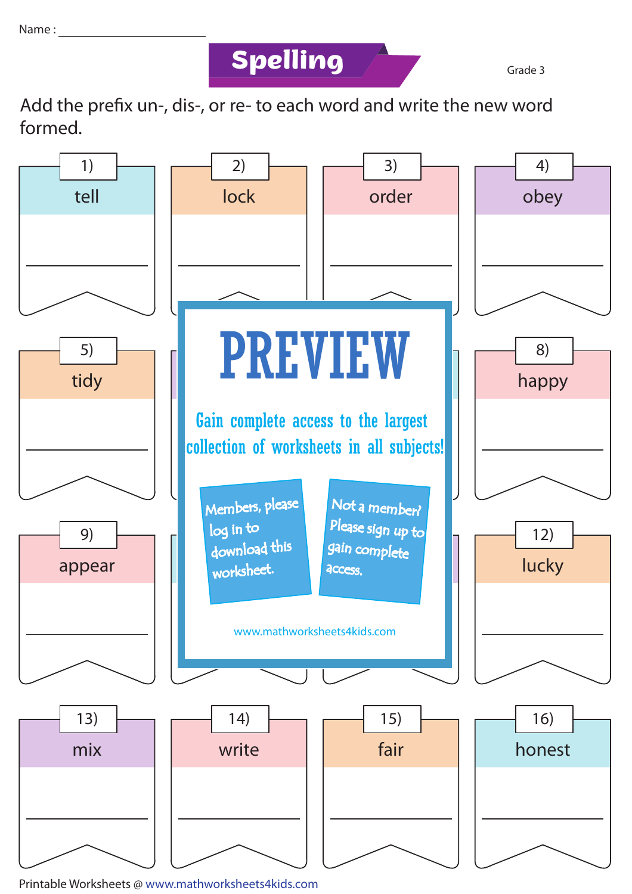Name : ____________________

# Spelling

Grade 3

Add the prefix un-, dis-, or re- to each word and write the new word formed.

1) tell

______________

2) lock

______________

3) order

______________

4) obey

______________

5) tidy

______________

8) happy

______________

9) appear

______________

12) lucky

______________

13) mix

______________

14) write

______________

15) fair

______________

16) honest

______________

PREVIEW

Gain complete access to the largest collection of worksheets in all subjects!

Members, please log in to download this worksheet.

Not a member? Please sign up to gain complete access.

www.mathworksheets4kids.com

Printable Worksheets @ www.mathworksheets4kids.com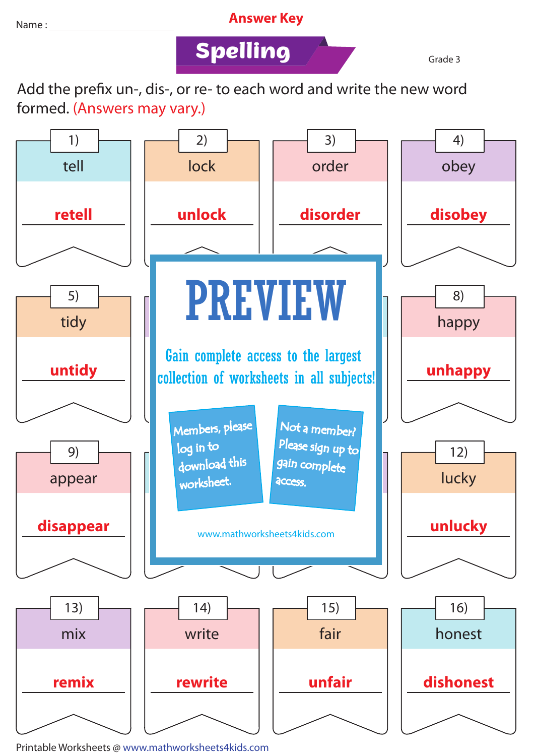Name : ___________________

**Answer Key**

# Spelling

Grade 3

Add the prefix un-, dis-, or re- to each word and write the new word formed. (Answers may vary.)

1) tell
**retell**

2) lock
**unlock**

3) order
**disorder**

4) obey
**disobey**

5) tidy
**untidy**

8) happy
**unhappy**

9) appear
**disappear**

12) lucky
**unlucky**

13) mix
**remix**

14) write
**rewrite**

15) fair
**unfair**

16) honest
**dishonest**

PREVIEW

Gain complete access to the largest collection of worksheets in all subjects!

Members, please log in to download this worksheet.

Not a member? Please sign up to gain complete access.

www.mathworksheets4kids.com

Printable Worksheets @ www.mathworksheets4kids.com